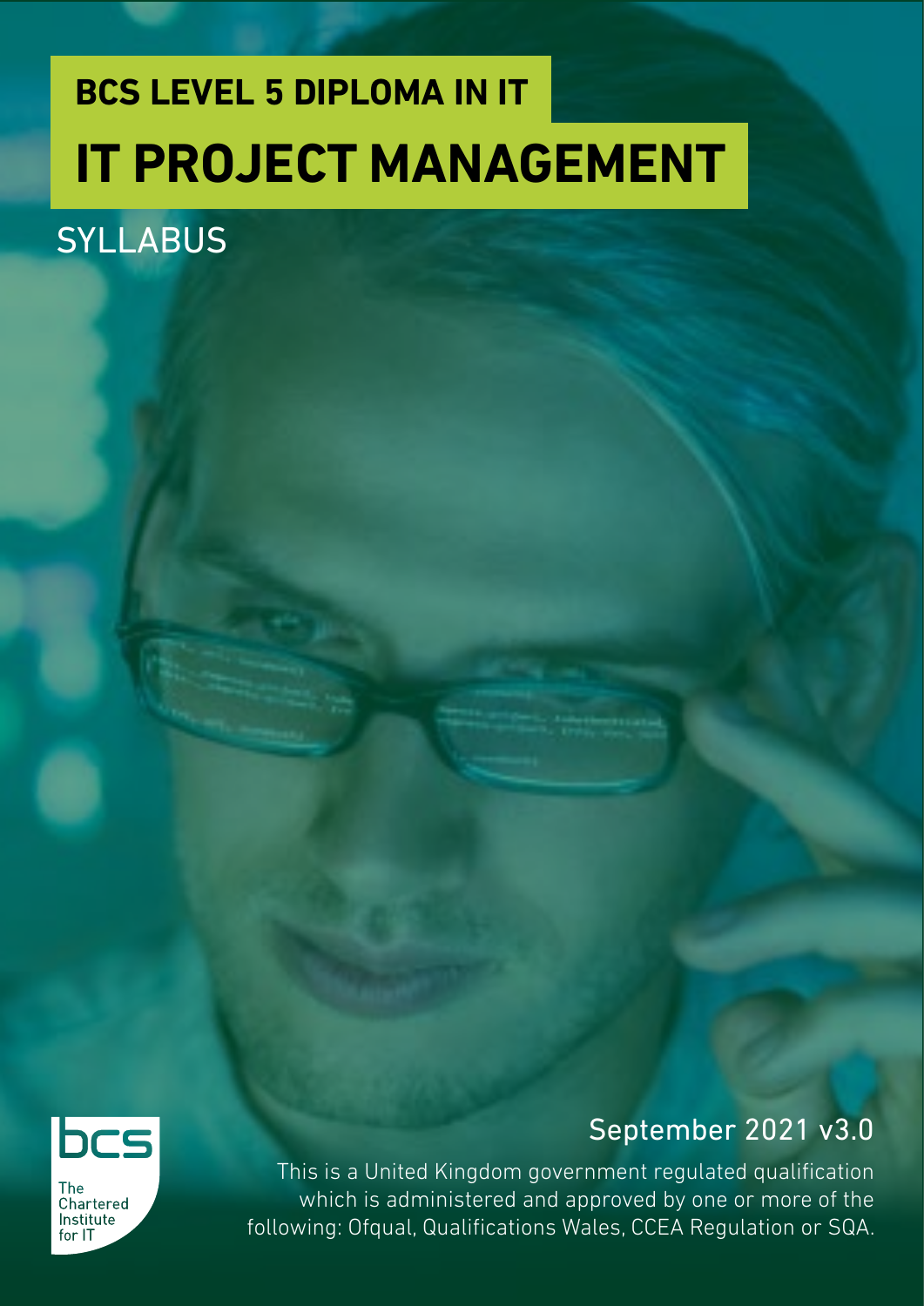# BCS LEVEL 5 DIPLOMA IN IT

# IT PROJECT MANAGEMENT

## SYLLABUS

bcs

The Chartered Institute for IT

September 2021 v3.0

This is a United Kingdom government regulated qualification which is administered and approved by one or more of the following: Ofqual, Qualifications Wales, CCEA Regulation or SQA.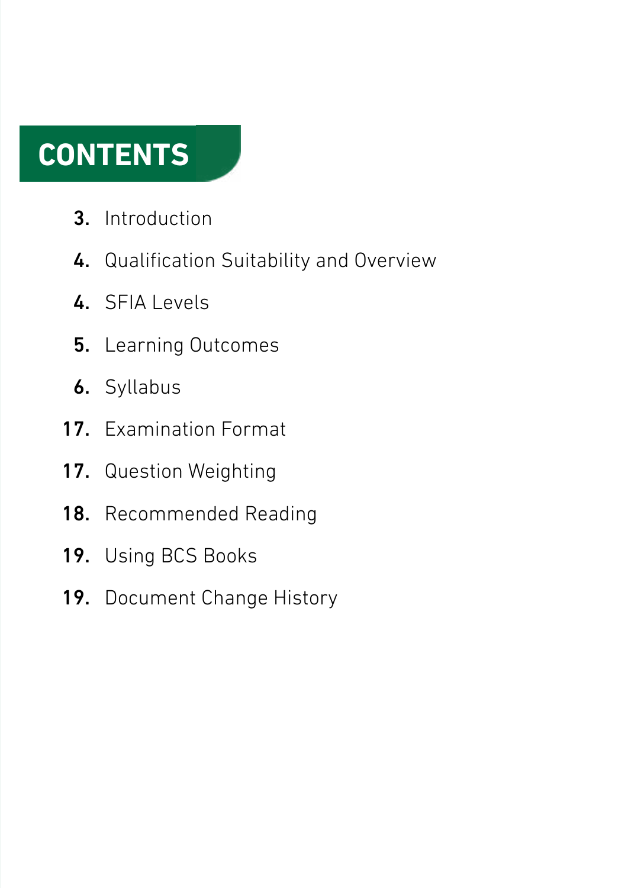# CONTENTS

- **3.** Introduction
- **4.** Qualification Suitability and Overview
- **4.** SFIA Levels
- **5.** Learning Outcomes
- **6.** Syllabus
- **17.** Examination Format
- **17.** Question Weighting
- **18.** Recommended Reading
- **19.** Using BCS Books
- **19.** Document Change History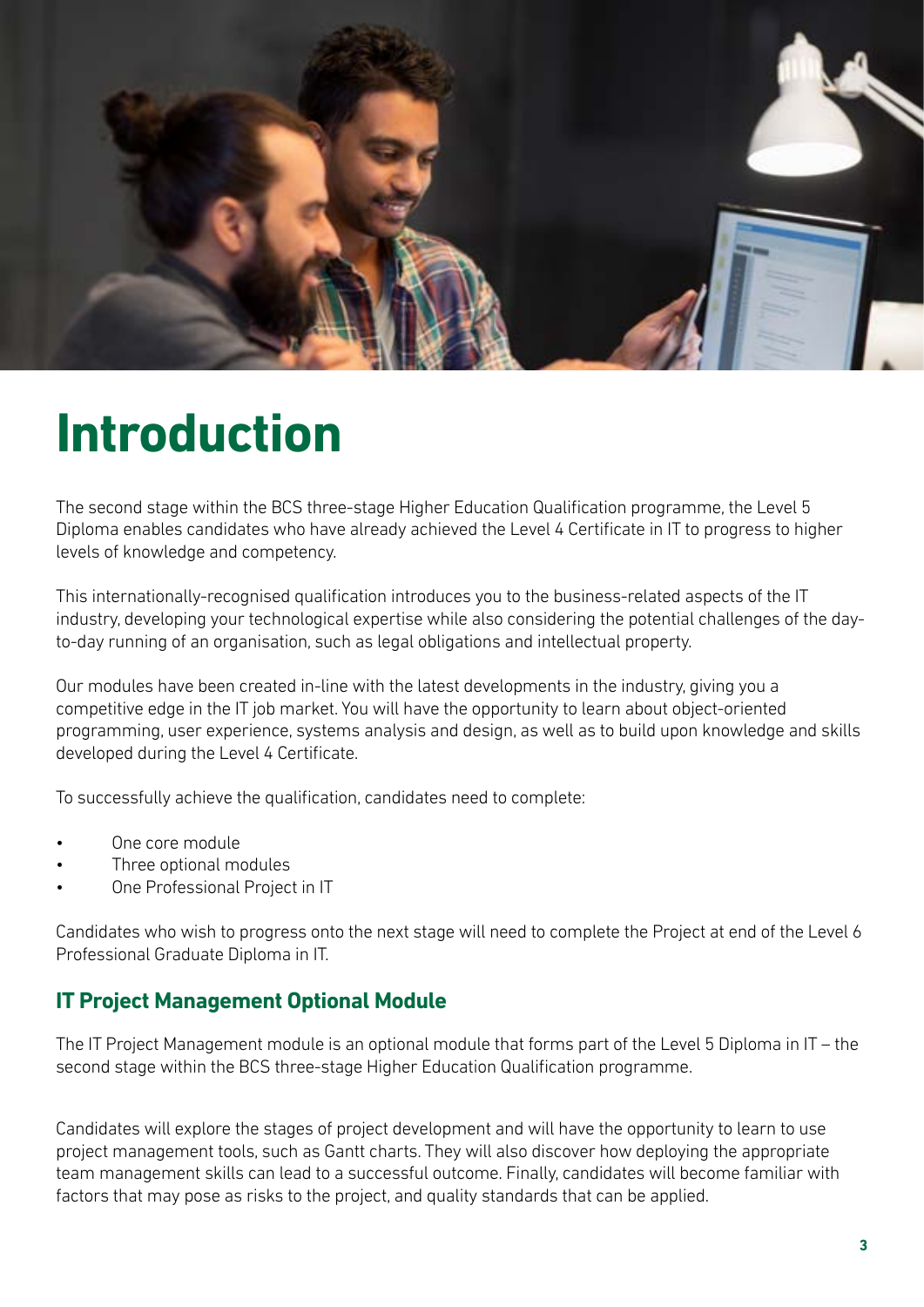# Introduction

The second stage within the BCS three-stage Higher Education Qualification programme, the Level 5 Diploma enables candidates who have already achieved the Level 4 Certificate in IT to progress to higher levels of knowledge and competency.

This internationally-recognised qualification introduces you to the business-related aspects of the IT industry, developing your technological expertise while also considering the potential challenges of the day-to-day running of an organisation, such as legal obligations and intellectual property.

Our modules have been created in-line with the latest developments in the industry, giving you a competitive edge in the IT job market. You will have the opportunity to learn about object-oriented programming, user experience, systems analysis and design, as well as to build upon knowledge and skills developed during the Level 4 Certificate.

To successfully achieve the qualification, candidates need to complete:

- One core module
- Three optional modules
- One Professional Project in IT

Candidates who wish to progress onto the next stage will need to complete the Project at end of the Level 6 Professional Graduate Diploma in IT.

## IT Project Management Optional Module

The IT Project Management module is an optional module that forms part of the Level 5 Diploma in IT – the second stage within the BCS three-stage Higher Education Qualification programme.

Candidates will explore the stages of project development and will have the opportunity to learn to use project management tools, such as Gantt charts. They will also discover how deploying the appropriate team management skills can lead to a successful outcome. Finally, candidates will become familiar with factors that may pose as risks to the project, and quality standards that can be applied.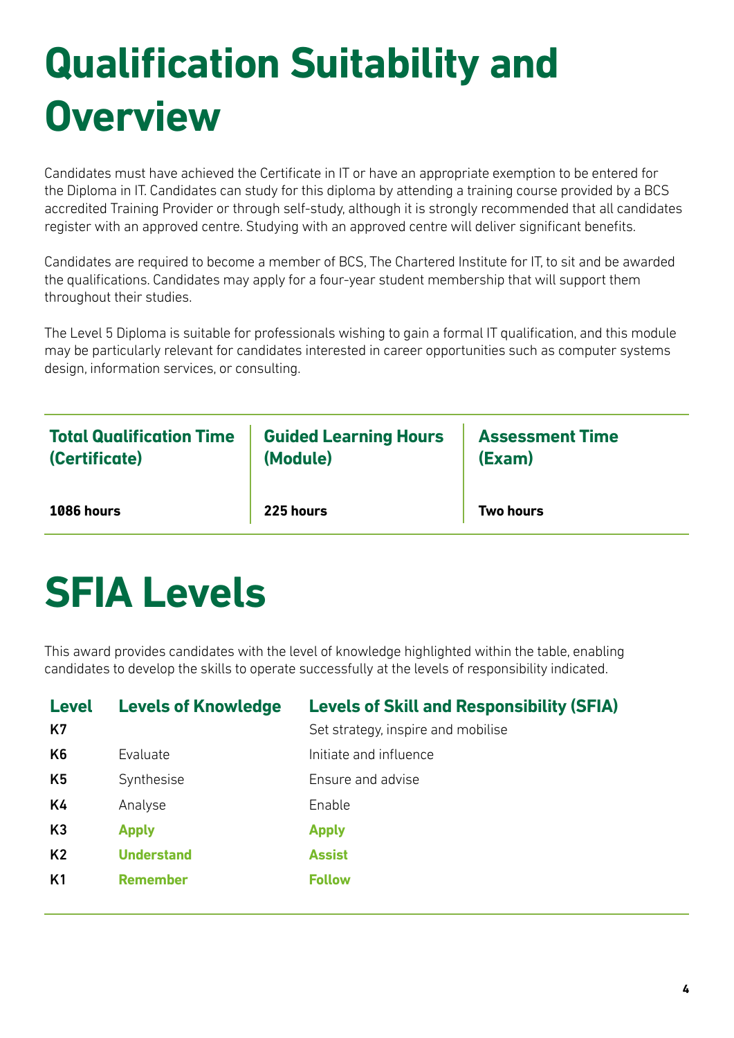# Qualification Suitability and Overview

Candidates must have achieved the Certificate in IT or have an appropriate exemption to be entered for the Diploma in IT. Candidates can study for this diploma by attending a training course provided by a BCS accredited Training Provider or through self-study, although it is strongly recommended that all candidates register with an approved centre. Studying with an approved centre will deliver significant benefits.

Candidates are required to become a member of BCS, The Chartered Institute for IT, to sit and be awarded the qualifications. Candidates may apply for a four-year student membership that will support them throughout their studies.

The Level 5 Diploma is suitable for professionals wishing to gain a formal IT qualification, and this module may be particularly relevant for candidates interested in career opportunities such as computer systems design, information services, or consulting.

| Total Qualification Time (Certificate) | Guided Learning Hours (Module) | Assessment Time (Exam) |
|---|---|---|
| **1086 hours** | **225 hours** | **Two hours** |

# SFIA Levels

This award provides candidates with the level of knowledge highlighted within the table, enabling candidates to develop the skills to operate successfully at the levels of responsibility indicated.

| Level | Levels of Knowledge | Levels of Skill and Responsibility (SFIA) |
|---|---|---|
| K7 | | Set strategy, inspire and mobilise |
| K6 | Evaluate | Initiate and influence |
| K5 | Synthesise | Ensure and advise |
| K4 | Analyse | Enable |
| K3 | **Apply** | **Apply** |
| K2 | **Understand** | **Assist** |
| K1 | **Remember** | **Follow** |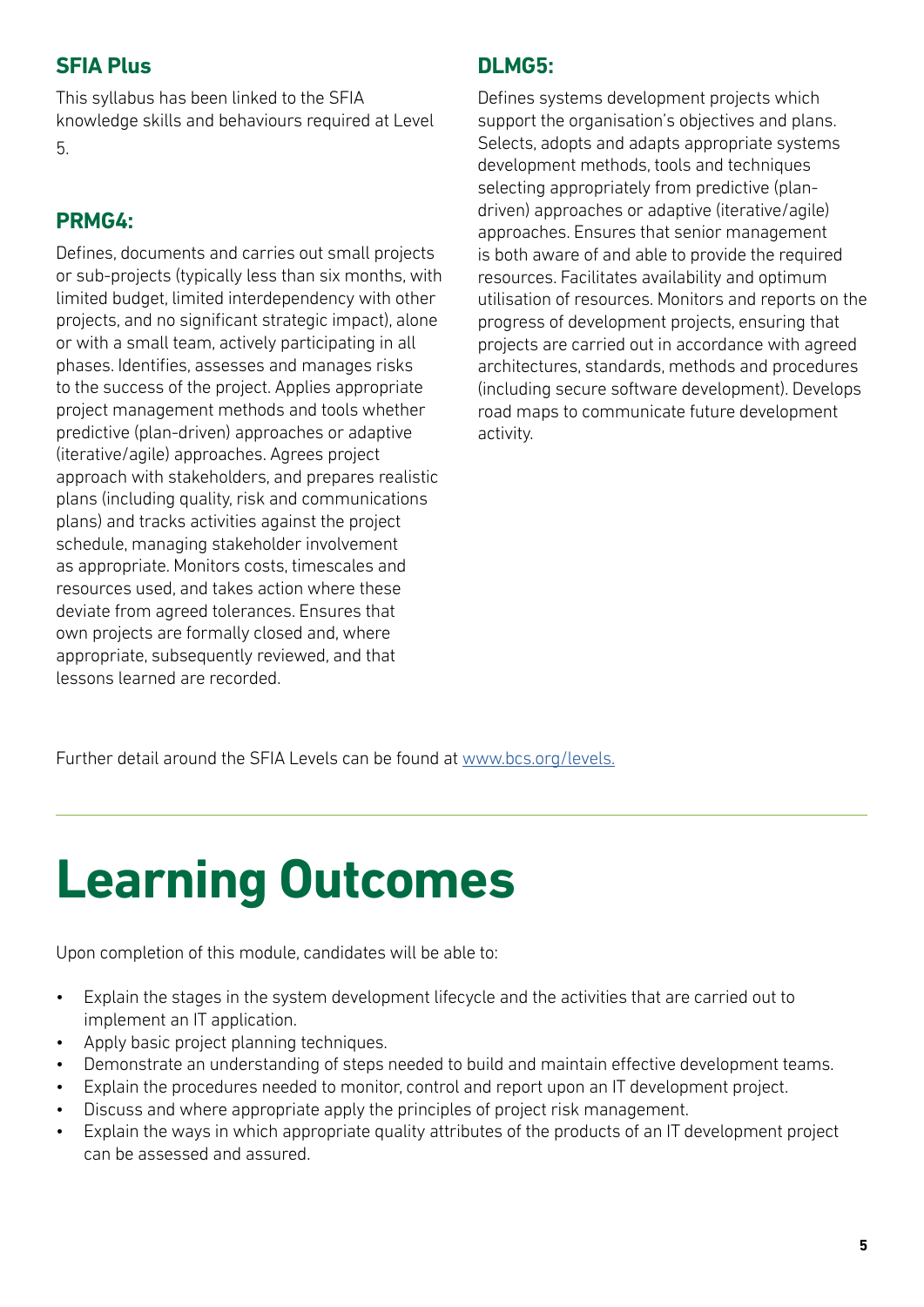### SFIA Plus

This syllabus has been linked to the SFIA knowledge skills and behaviours required at Level 5.

### PRMG4:

Defines, documents and carries out small projects or sub-projects (typically less than six months, with limited budget, limited interdependency with other projects, and no significant strategic impact), alone or with a small team, actively participating in all phases. Identifies, assesses and manages risks to the success of the project. Applies appropriate project management methods and tools whether predictive (plan-driven) approaches or adaptive (iterative/agile) approaches. Agrees project approach with stakeholders, and prepares realistic plans (including quality, risk and communications plans) and tracks activities against the project schedule, managing stakeholder involvement as appropriate. Monitors costs, timescales and resources used, and takes action where these deviate from agreed tolerances. Ensures that own projects are formally closed and, where appropriate, subsequently reviewed, and that lessons learned are recorded.

### DLMG5:

Defines systems development projects which support the organisation's objectives and plans. Selects, adopts and adapts appropriate systems development methods, tools and techniques selecting appropriately from predictive (plan-driven) approaches or adaptive (iterative/agile) approaches. Ensures that senior management is both aware of and able to provide the required resources. Facilitates availability and optimum utilisation of resources. Monitors and reports on the progress of development projects, ensuring that projects are carried out in accordance with agreed architectures, standards, methods and procedures (including secure software development). Develops road maps to communicate future development activity.

Further detail around the SFIA Levels can be found at [www.bcs.org/levels.](www.bcs.org/levels)

# Learning Outcomes

Upon completion of this module, candidates will be able to:

- Explain the stages in the system development lifecycle and the activities that are carried out to implement an IT application.
- Apply basic project planning techniques.
- Demonstrate an understanding of steps needed to build and maintain effective development teams.
- Explain the procedures needed to monitor, control and report upon an IT development project.
- Discuss and where appropriate apply the principles of project risk management.
- Explain the ways in which appropriate quality attributes of the products of an IT development project can be assessed and assured.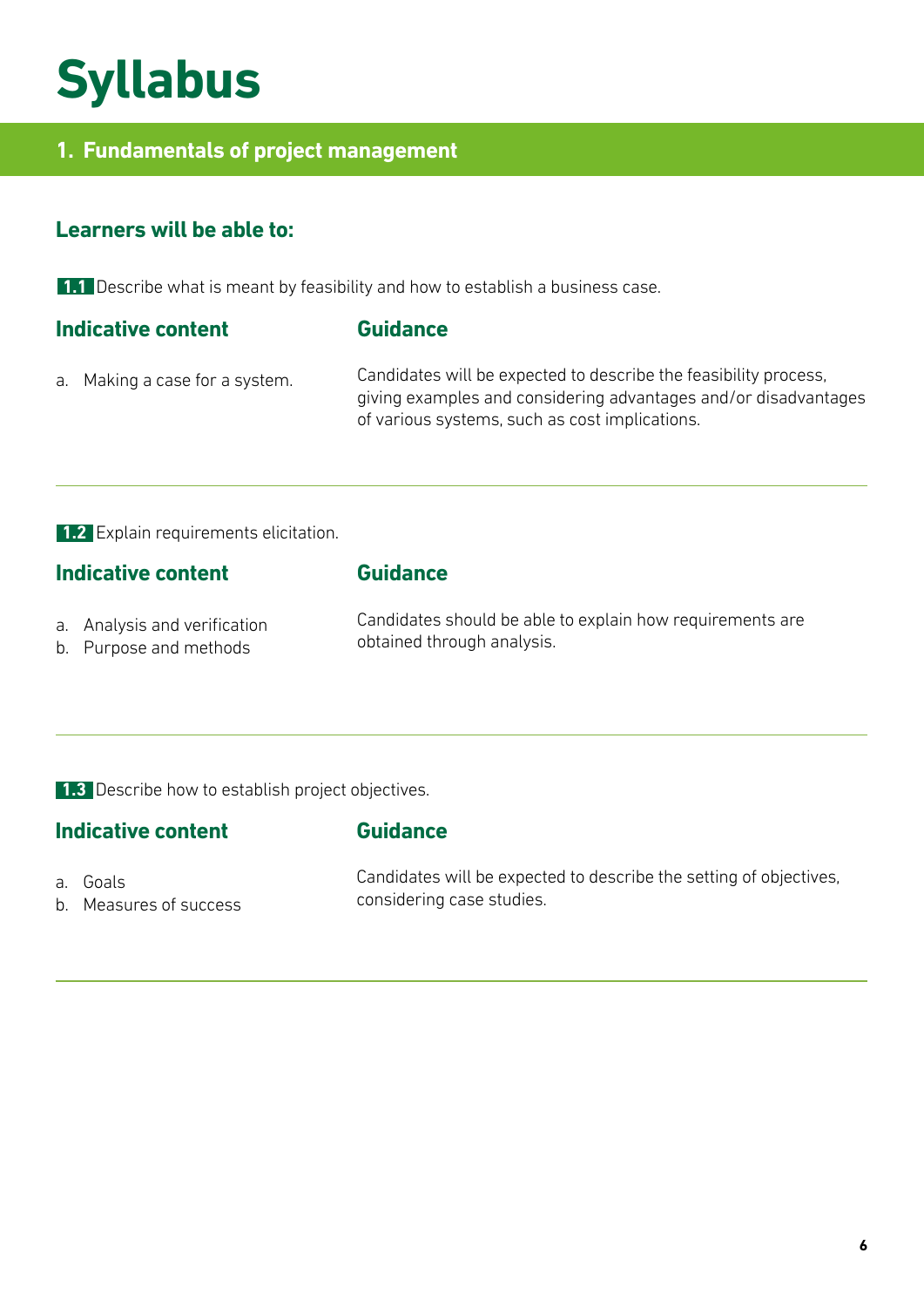# Syllabus

## 1. Fundamentals of project management

### Learners will be able to:

**1.1** Describe what is meant by feasibility and how to establish a business case.

| Indicative content | Guidance |
| --- | --- |
| a. Making a case for a system. | Candidates will be expected to describe the feasibility process, giving examples and considering advantages and/or disadvantages of various systems, such as cost implications. |

---

**1.2** Explain requirements elicitation.

| Indicative content | Guidance |
| --- | --- |
| a. Analysis and verification<br>b. Purpose and methods | Candidates should be able to explain how requirements are obtained through analysis. |

---

**1.3** Describe how to establish project objectives.

| Indicative content | Guidance |
| --- | --- |
| a. Goals<br>b. Measures of success | Candidates will be expected to describe the setting of objectives, considering case studies. |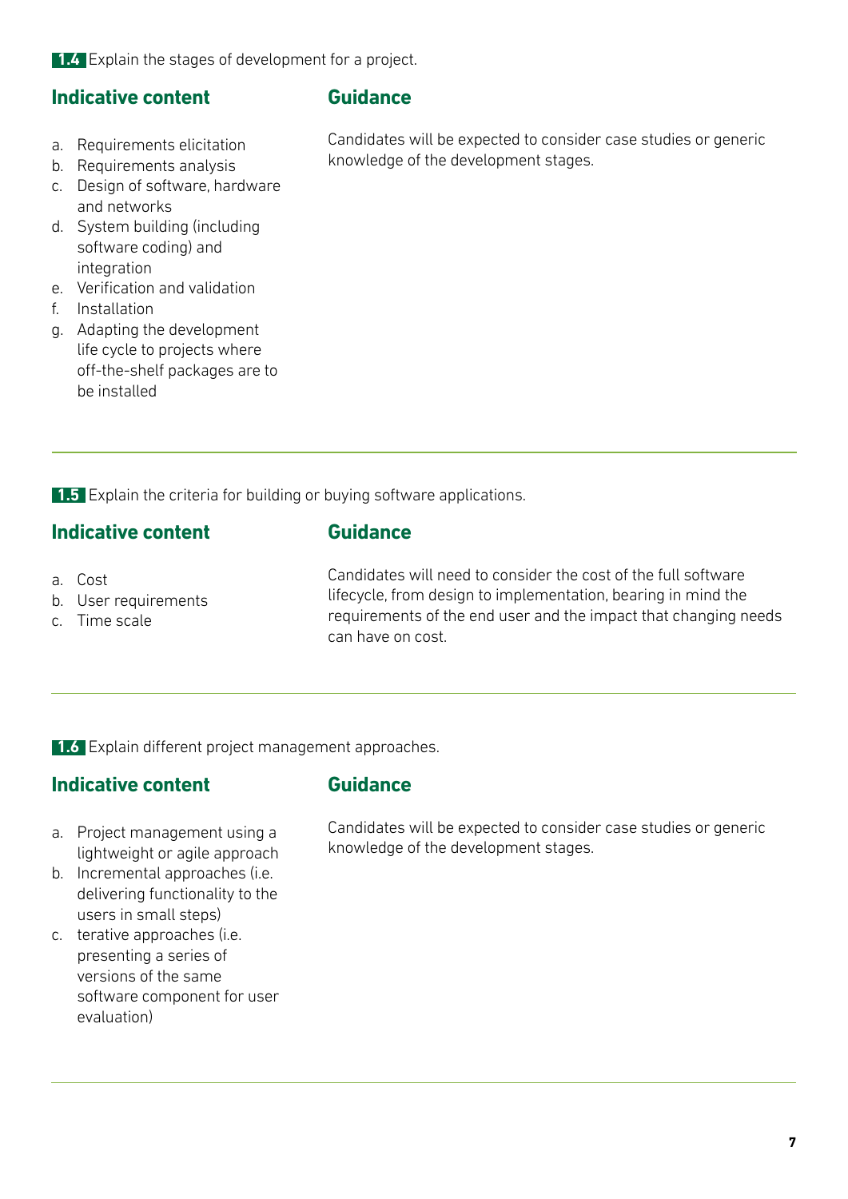**1.4** Explain the stages of development for a project.

### Indicative content

a. Requirements elicitation
b. Requirements analysis
c. Design of software, hardware and networks
d. System building (including software coding) and integration
e. Verification and validation
f. Installation
g. Adapting the development life cycle to projects where off-the-shelf packages are to be installed

### Guidance

Candidates will be expected to consider case studies or generic knowledge of the development stages.

---

**1.5** Explain the criteria for building or buying software applications.

### Indicative content

a. Cost
b. User requirements
c. Time scale

### Guidance

Candidates will need to consider the cost of the full software lifecycle, from design to implementation, bearing in mind the requirements of the end user and the impact that changing needs can have on cost.

---

**1.6** Explain different project management approaches.

### Indicative content

a. Project management using a lightweight or agile approach
b. Incremental approaches (i.e. delivering functionality to the users in small steps)
c. terative approaches (i.e. presenting a series of versions of the same software component for user evaluation)

### Guidance

Candidates will be expected to consider case studies or generic knowledge of the development stages.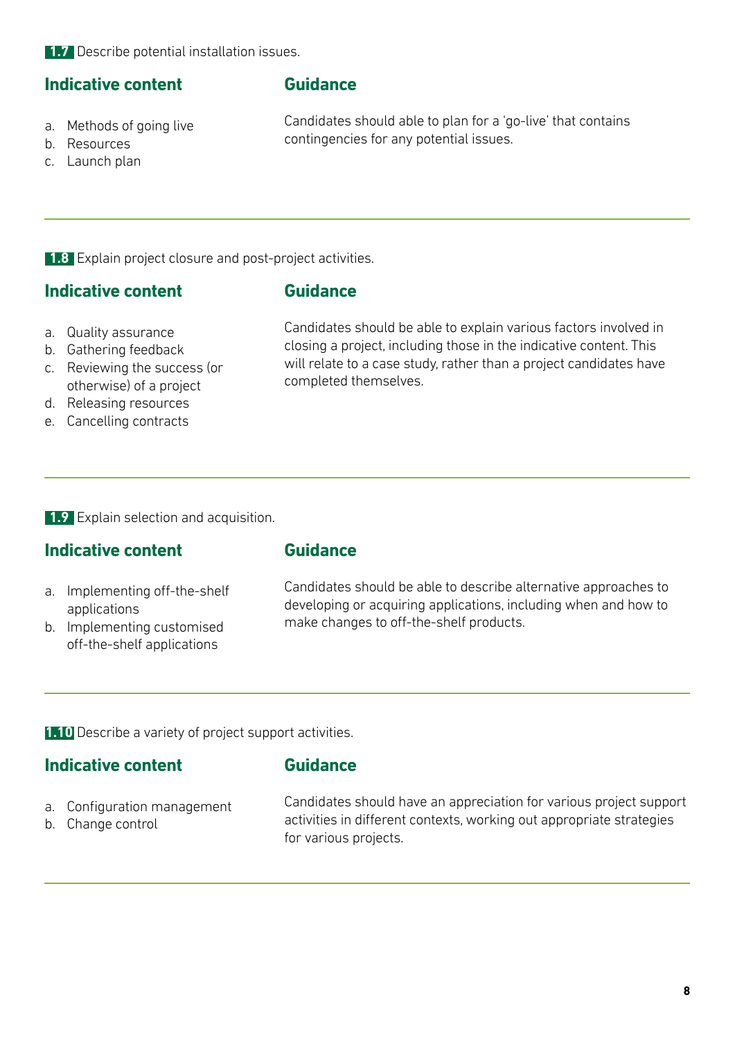**1.7** Describe potential installation issues.

### Indicative content

a. Methods of going live
b. Resources
c. Launch plan

### Guidance

Candidates should able to plan for a 'go-live' that contains contingencies for any potential issues.

---

**1.8** Explain project closure and post-project activities.

### Indicative content

a. Quality assurance
b. Gathering feedback
c. Reviewing the success (or otherwise) of a project
d. Releasing resources
e. Cancelling contracts

### Guidance

Candidates should be able to explain various factors involved in closing a project, including those in the indicative content. This will relate to a case study, rather than a project candidates have completed themselves.

---

**1.9** Explain selection and acquisition.

### Indicative content

a. Implementing off-the-shelf applications
b. Implementing customised off-the-shelf applications

### Guidance

Candidates should be able to describe alternative approaches to developing or acquiring applications, including when and how to make changes to off-the-shelf products.

---

**1.10** Describe a variety of project support activities.

### Indicative content

a. Configuration management
b. Change control

### Guidance

Candidates should have an appreciation for various project support activities in different contexts, working out appropriate strategies for various projects.

---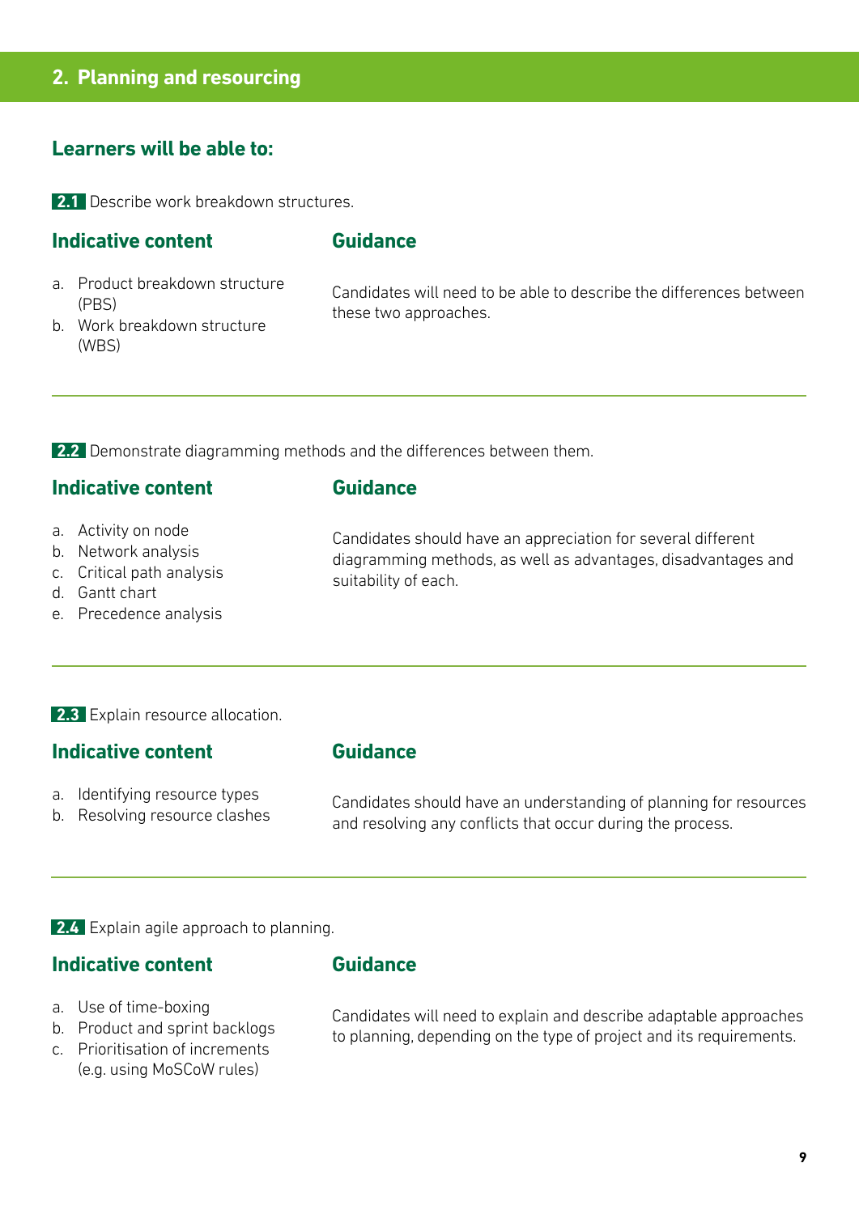## 2. Planning and resourcing

### Learners will be able to:

**2.1** Describe work breakdown structures.

| Indicative content | Guidance |
| --- | --- |
| a. Product breakdown structure (PBS)<br>b. Work breakdown structure (WBS) | Candidates will need to be able to describe the differences between these two approaches. |

**2.2** Demonstrate diagramming methods and the differences between them.

| Indicative content | Guidance |
| --- | --- |
| a. Activity on node<br>b. Network analysis<br>c. Critical path analysis<br>d. Gantt chart<br>e. Precedence analysis | Candidates should have an appreciation for several different diagramming methods, as well as advantages, disadvantages and suitability of each. |

**2.3** Explain resource allocation.

| Indicative content | Guidance |
| --- | --- |
| a. Identifying resource types<br>b. Resolving resource clashes | Candidates should have an understanding of planning for resources and resolving any conflicts that occur during the process. |

**2.4** Explain agile approach to planning.

| Indicative content | Guidance |
| --- | --- |
| a. Use of time-boxing<br>b. Product and sprint backlogs<br>c. Prioritisation of increments (e.g. using MoSCoW rules) | Candidates will need to explain and describe adaptable approaches to planning, depending on the type of project and its requirements. |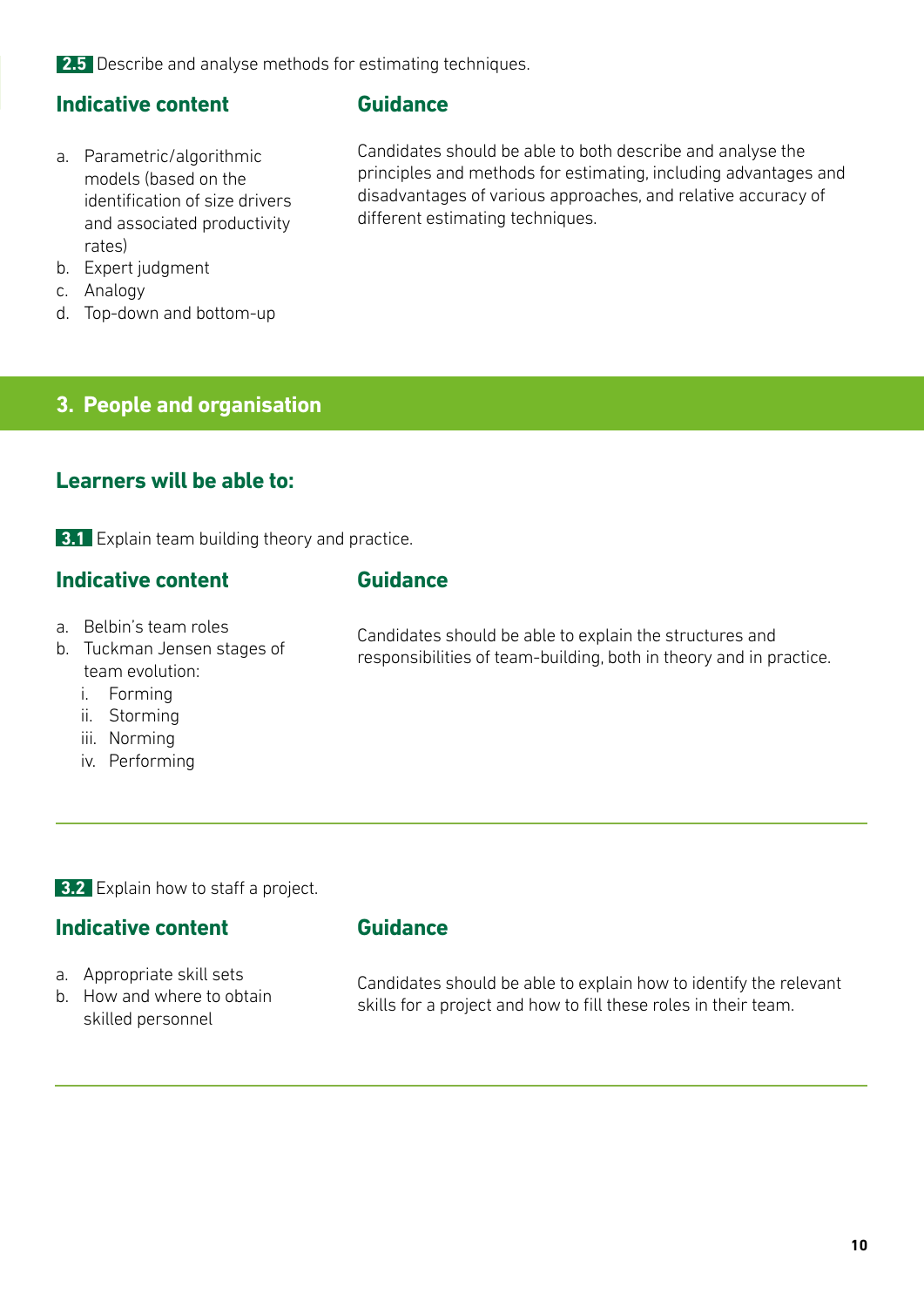**2.5** Describe and analyse methods for estimating techniques.

### Indicative content

a. Parametric/algorithmic models (based on the identification of size drivers and associated productivity rates)
b. Expert judgment
c. Analogy
d. Top-down and bottom-up

### Guidance

Candidates should be able to both describe and analyse the principles and methods for estimating, including advantages and disadvantages of various approaches, and relative accuracy of different estimating techniques.

## 3. People and organisation

### Learners will be able to:

**3.1** Explain team building theory and practice.

### Indicative content

a. Belbin's team roles
b. Tuckman Jensen stages of team evolution:
   i. Forming
   ii. Storming
   iii. Norming
   iv. Performing

### Guidance

Candidates should be able to explain the structures and responsibilities of team-building, both in theory and in practice.

---

**3.2** Explain how to staff a project.

### Indicative content

a. Appropriate skill sets
b. How and where to obtain skilled personnel

### Guidance

Candidates should be able to explain how to identify the relevant skills for a project and how to fill these roles in their team.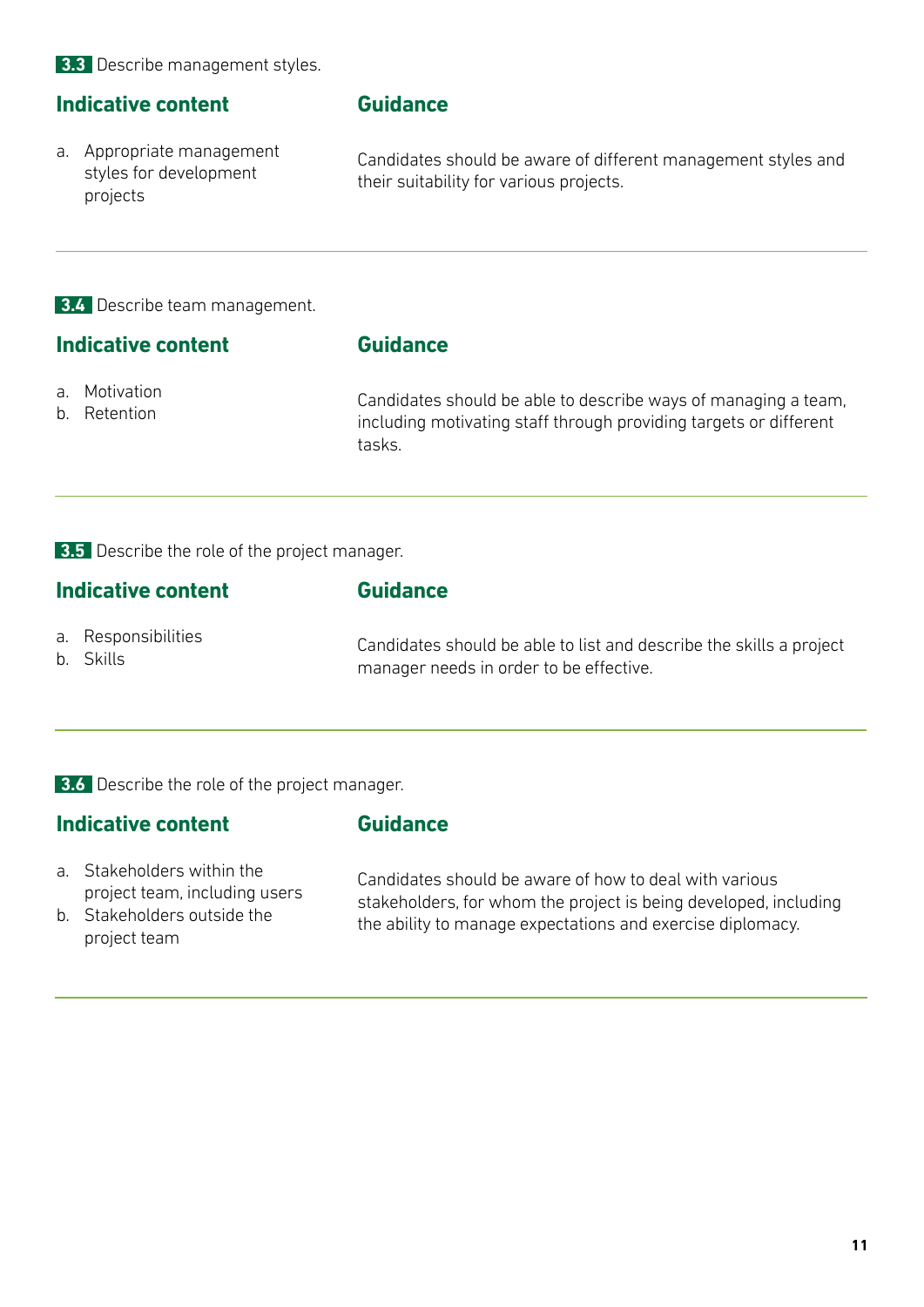**3.3** Describe management styles.

| Indicative content | Guidance |
| --- | --- |
| a. Appropriate management styles for development projects | Candidates should be aware of different management styles and their suitability for various projects. |

---

**3.4** Describe team management.

| Indicative content | Guidance |
| --- | --- |
| a. Motivation<br>b. Retention | Candidates should be able to describe ways of managing a team, including motivating staff through providing targets or different tasks. |

---

**3.5** Describe the role of the project manager.

| Indicative content | Guidance |
| --- | --- |
| a. Responsibilities<br>b. Skills | Candidates should be able to list and describe the skills a project manager needs in order to be effective. |

---

**3.6** Describe the role of the project manager.

| Indicative content | Guidance |
| --- | --- |
| a. Stakeholders within the project team, including users<br>b. Stakeholders outside the project team | Candidates should be aware of how to deal with various stakeholders, for whom the project is being developed, including the ability to manage expectations and exercise diplomacy. |

---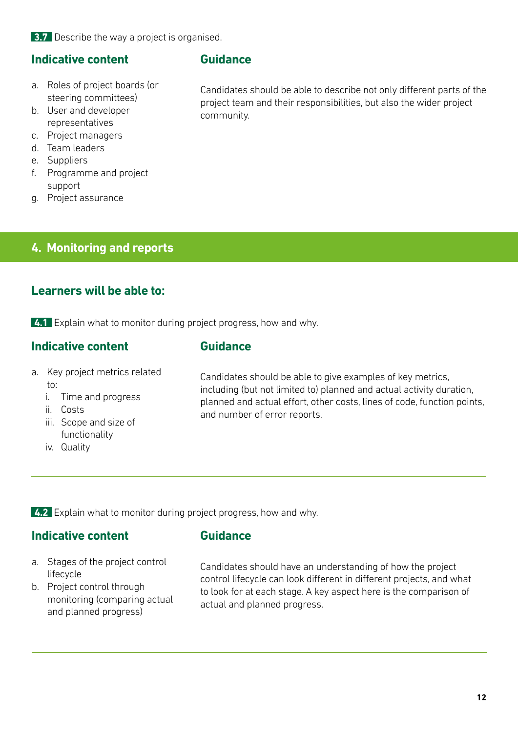**3.7** Describe the way a project is organised.

### Indicative content

a. Roles of project boards (or steering committees)
b. User and developer representatives
c. Project managers
d. Team leaders
e. Suppliers
f. Programme and project support
g. Project assurance

### Guidance

Candidates should be able to describe not only different parts of the project team and their responsibilities, but also the wider project community.

## 4. Monitoring and reports

### Learners will be able to:

**4.1** Explain what to monitor during project progress, how and why.

### Indicative content

a. Key project metrics related to:
   i. Time and progress
   ii. Costs
   iii. Scope and size of functionality
   iv. Quality

### Guidance

Candidates should be able to give examples of key metrics, including (but not limited to) planned and actual activity duration, planned and actual effort, other costs, lines of code, function points, and number of error reports.

---

**4.2** Explain what to monitor during project progress, how and why.

### Indicative content

a. Stages of the project control lifecycle
b. Project control through monitoring (comparing actual and planned progress)

### Guidance

Candidates should have an understanding of how the project control lifecycle can look different in different projects, and what to look for at each stage. A key aspect here is the comparison of actual and planned progress.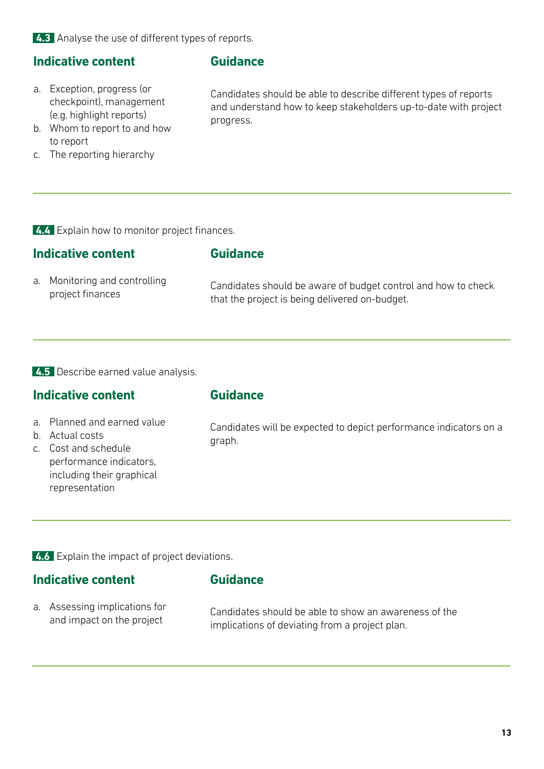**4.3** Analyse the use of different types of reports.

| Indicative content | Guidance |
| --- | --- |
| a. Exception, progress (or checkpoint), management (e.g. highlight reports)<br>b. Whom to report to and how to report<br>c. The reporting hierarchy | Candidates should be able to describe different types of reports and understand how to keep stakeholders up-to-date with project progress. |

---

**4.4** Explain how to monitor project finances.

| Indicative content | Guidance |
| --- | --- |
| a. Monitoring and controlling project finances | Candidates should be aware of budget control and how to check that the project is being delivered on-budget. |

---

**4.5** Describe earned value analysis.

| Indicative content | Guidance |
| --- | --- |
| a. Planned and earned value<br>b. Actual costs<br>c. Cost and schedule performance indicators, including their graphical representation | Candidates will be expected to depict performance indicators on a graph. |

---

**4.6** Explain the impact of project deviations.

| Indicative content | Guidance |
| --- | --- |
| a. Assessing implications for and impact on the project | Candidates should be able to show an awareness of the implications of deviating from a project plan. |

---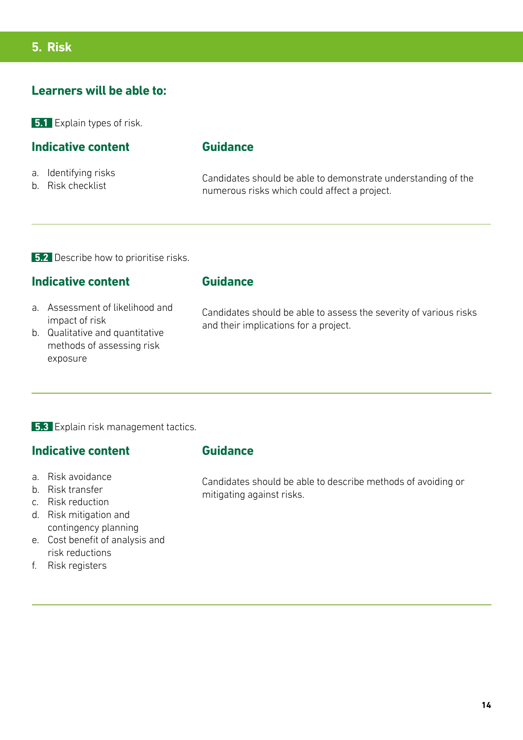## 5. Risk

### Learners will be able to:

**5.1** Explain types of risk.

#### Indicative content

a. Identifying risks
b. Risk checklist

#### Guidance

Candidates should be able to demonstrate understanding of the numerous risks which could affect a project.

---

**5.2** Describe how to prioritise risks.

#### Indicative content

a. Assessment of likelihood and impact of risk
b. Qualitative and quantitative methods of assessing risk exposure

#### Guidance

Candidates should be able to assess the severity of various risks and their implications for a project.

---

**5.3** Explain risk management tactics.

#### Indicative content

a. Risk avoidance
b. Risk transfer
c. Risk reduction
d. Risk mitigation and contingency planning
e. Cost benefit of analysis and risk reductions
f. Risk registers

#### Guidance

Candidates should be able to describe methods of avoiding or mitigating against risks.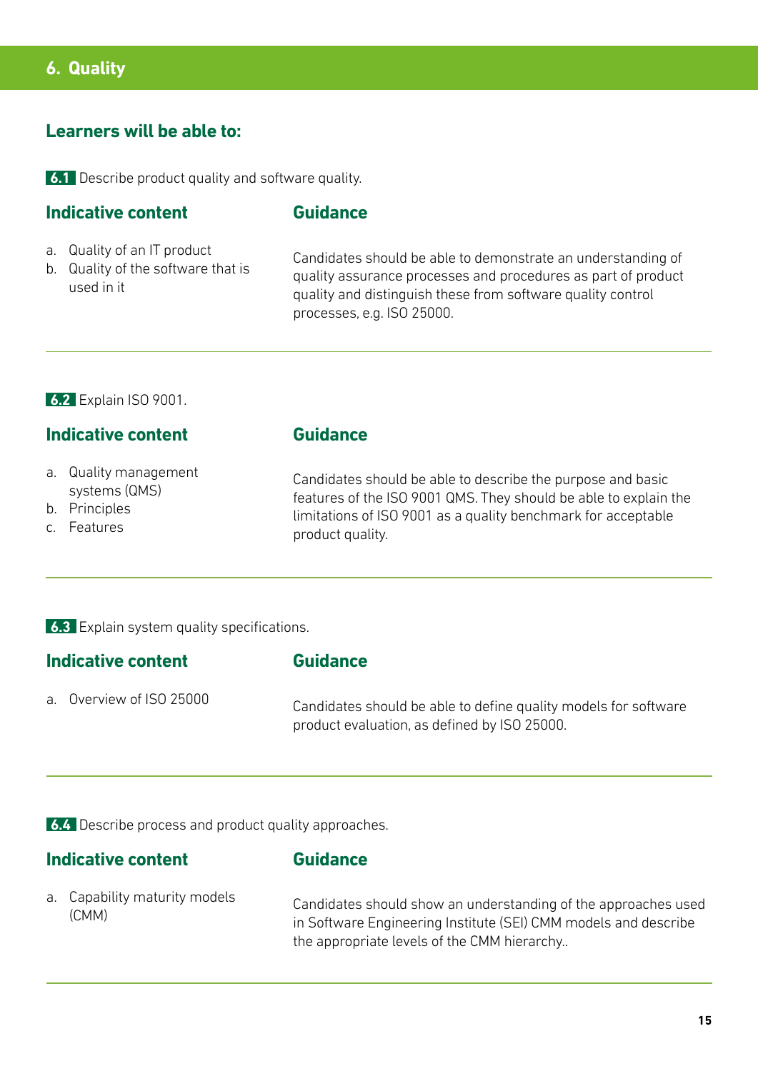## 6. Quality

### Learners will be able to:

**6.1** Describe product quality and software quality.

#### Indicative content

a. Quality of an IT product
b. Quality of the software that is used in it

#### Guidance

Candidates should be able to demonstrate an understanding of quality assurance processes and procedures as part of product quality and distinguish these from software quality control processes, e.g. ISO 25000.

---

**6.2** Explain ISO 9001.

#### Indicative content

a. Quality management systems (QMS)
b. Principles
c. Features

#### Guidance

Candidates should be able to describe the purpose and basic features of the ISO 9001 QMS. They should be able to explain the limitations of ISO 9001 as a quality benchmark for acceptable product quality.

---

**6.3** Explain system quality specifications.

#### Indicative content

a. Overview of ISO 25000

#### Guidance

Candidates should be able to define quality models for software product evaluation, as defined by ISO 25000.

---

**6.4** Describe process and product quality approaches.

#### Indicative content

a. Capability maturity models (CMM)

#### Guidance

Candidates should show an understanding of the approaches used in Software Engineering Institute (SEI) CMM models and describe the appropriate levels of the CMM hierarchy..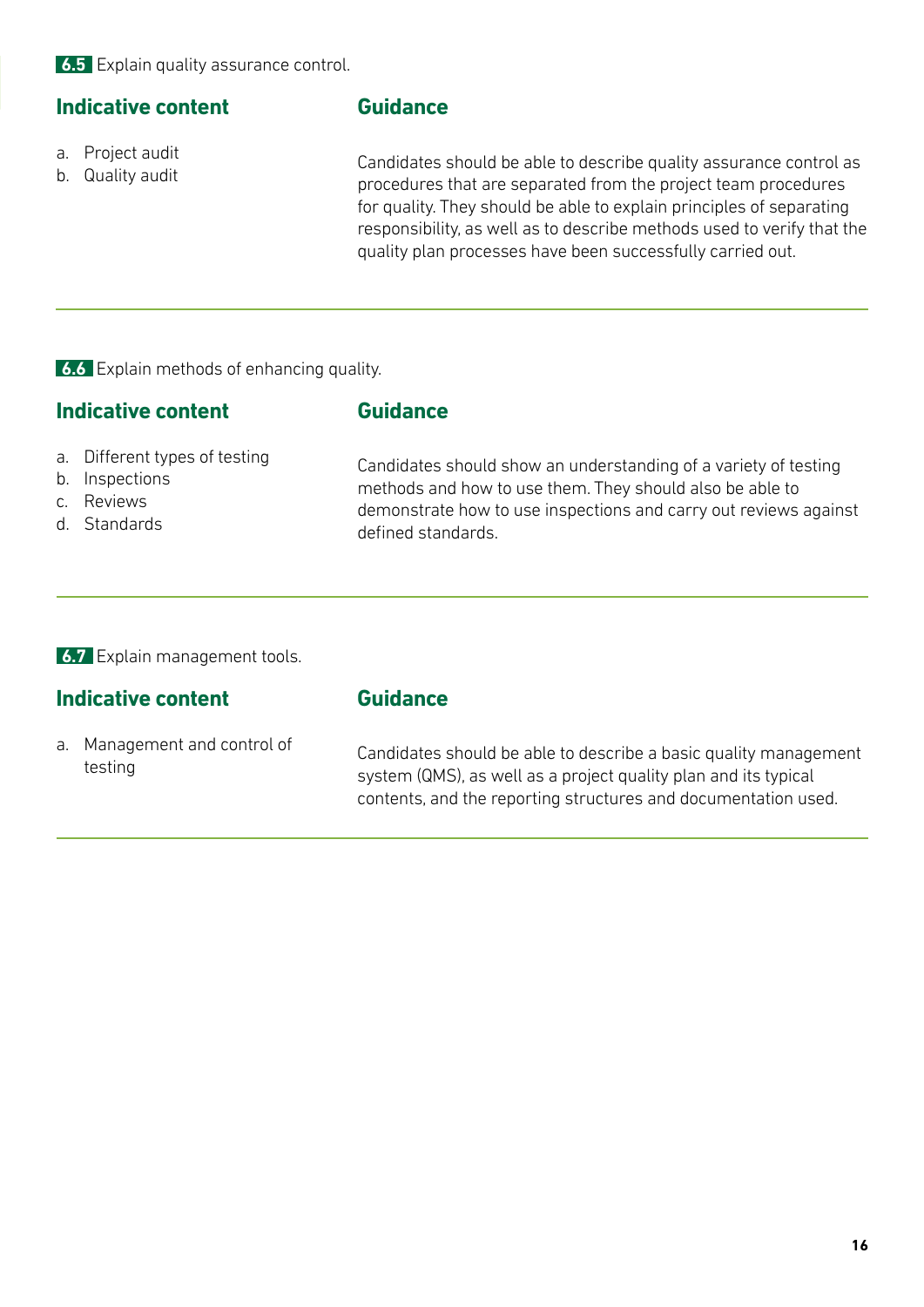**6.5** Explain quality assurance control.

| Indicative content | Guidance |
| --- | --- |
| a. Project audit<br>b. Quality audit | Candidates should be able to describe quality assurance control as procedures that are separated from the project team procedures for quality. They should be able to explain principles of separating responsibility, as well as to describe methods used to verify that the quality plan processes have been successfully carried out. |

**6.6** Explain methods of enhancing quality.

| Indicative content | Guidance |
| --- | --- |
| a. Different types of testing<br>b. Inspections<br>c. Reviews<br>d. Standards | Candidates should show an understanding of a variety of testing methods and how to use them. They should also be able to demonstrate how to use inspections and carry out reviews against defined standards. |

**6.7** Explain management tools.

| Indicative content | Guidance |
| --- | --- |
| a. Management and control of testing | Candidates should be able to describe a basic quality management system (QMS), as well as a project quality plan and its typical contents, and the reporting structures and documentation used. |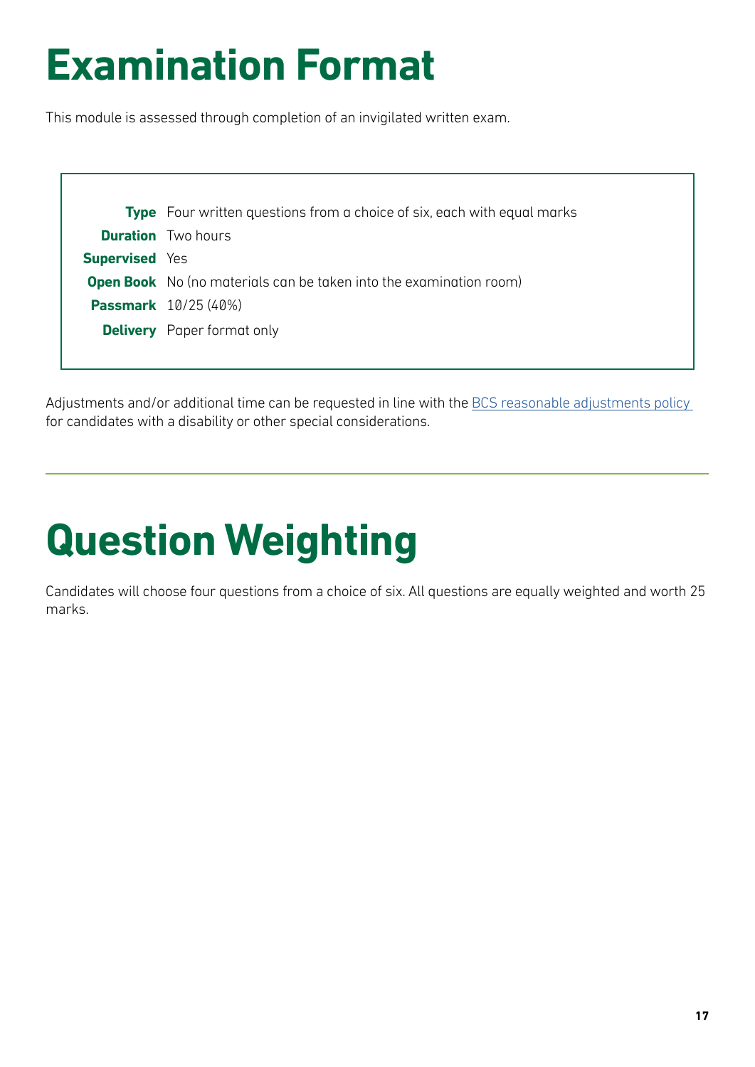# Examination Format

This module is assessed through completion of an invigilated written exam.

| | |
|---|---|
| **Type** | Four written questions from a choice of six, each with equal marks |
| **Duration** | Two hours |
| **Supervised** | Yes |
| **Open Book** | No (no materials can be taken into the examination room) |
| **Passmark** | 10/25 (40%) |
| **Delivery** | Paper format only |

Adjustments and/or additional time can be requested in line with the BCS reasonable adjustments policy for candidates with a disability or other special considerations.

# Question Weighting

Candidates will choose four questions from a choice of six. All questions are equally weighted and worth 25 marks.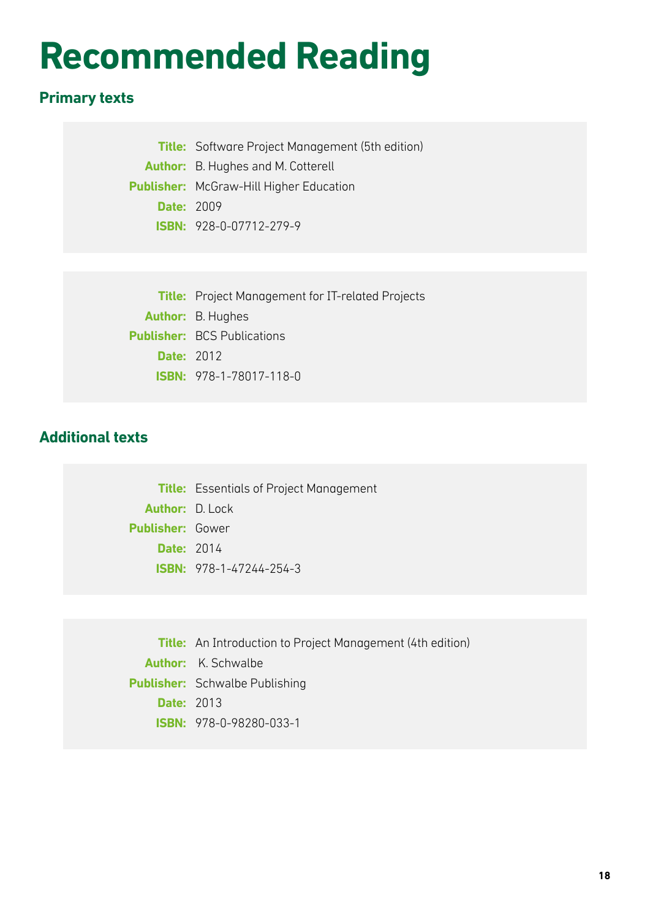# Recommended Reading

## Primary texts

**Title:** Software Project Management (5th edition)
**Author:** B. Hughes and M. Cotterell
**Publisher:** McGraw-Hill Higher Education
**Date:** 2009
**ISBN:** 928-0-07712-279-9

**Title:** Project Management for IT-related Projects
**Author:** B. Hughes
**Publisher:** BCS Publications
**Date:** 2012
**ISBN:** 978-1-78017-118-0

## Additional texts

**Title:** Essentials of Project Management
**Author:** D. Lock
**Publisher:** Gower
**Date:** 2014
**ISBN:** 978-1-47244-254-3

**Title:** An Introduction to Project Management (4th edition)
**Author:** K. Schwalbe
**Publisher:** Schwalbe Publishing
**Date:** 2013
**ISBN:** 978-0-98280-033-1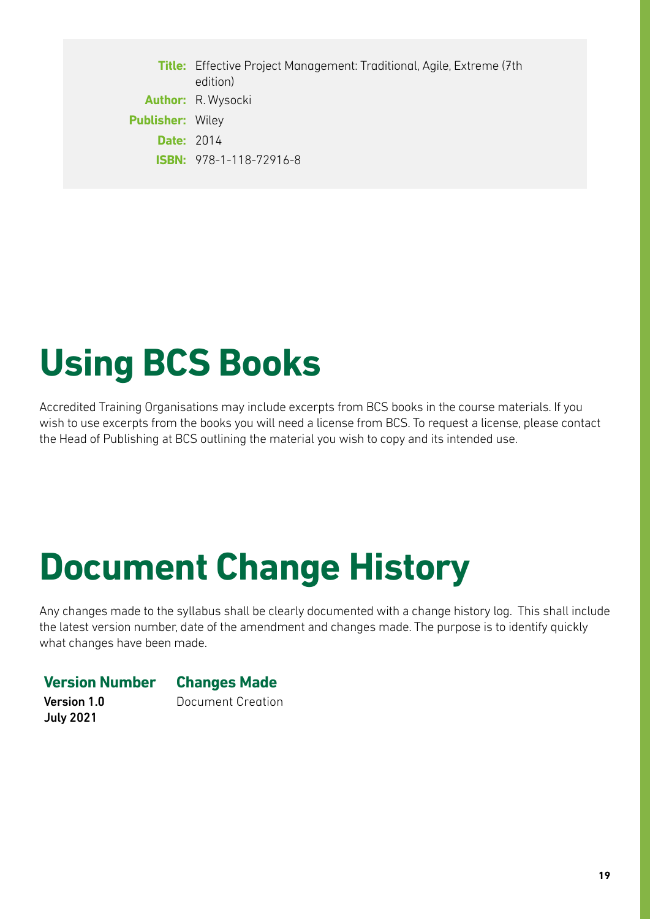**Title:** Effective Project Management: Traditional, Agile, Extreme (7th edition)
**Author:** R. Wysocki
**Publisher:** Wiley
**Date:** 2014
**ISBN:** 978-1-118-72916-8

# Using BCS Books

Accredited Training Organisations may include excerpts from BCS books in the course materials. If you wish to use excerpts from the books you will need a license from BCS. To request a license, please contact the Head of Publishing at BCS outlining the material you wish to copy and its intended use.

# Document Change History

Any changes made to the syllabus shall be clearly documented with a change history log. This shall include the latest version number, date of the amendment and changes made. The purpose is to identify quickly what changes have been made.

| Version Number | Changes Made |
| --- | --- |
| **Version 1.0** **July 2021** | Document Creation |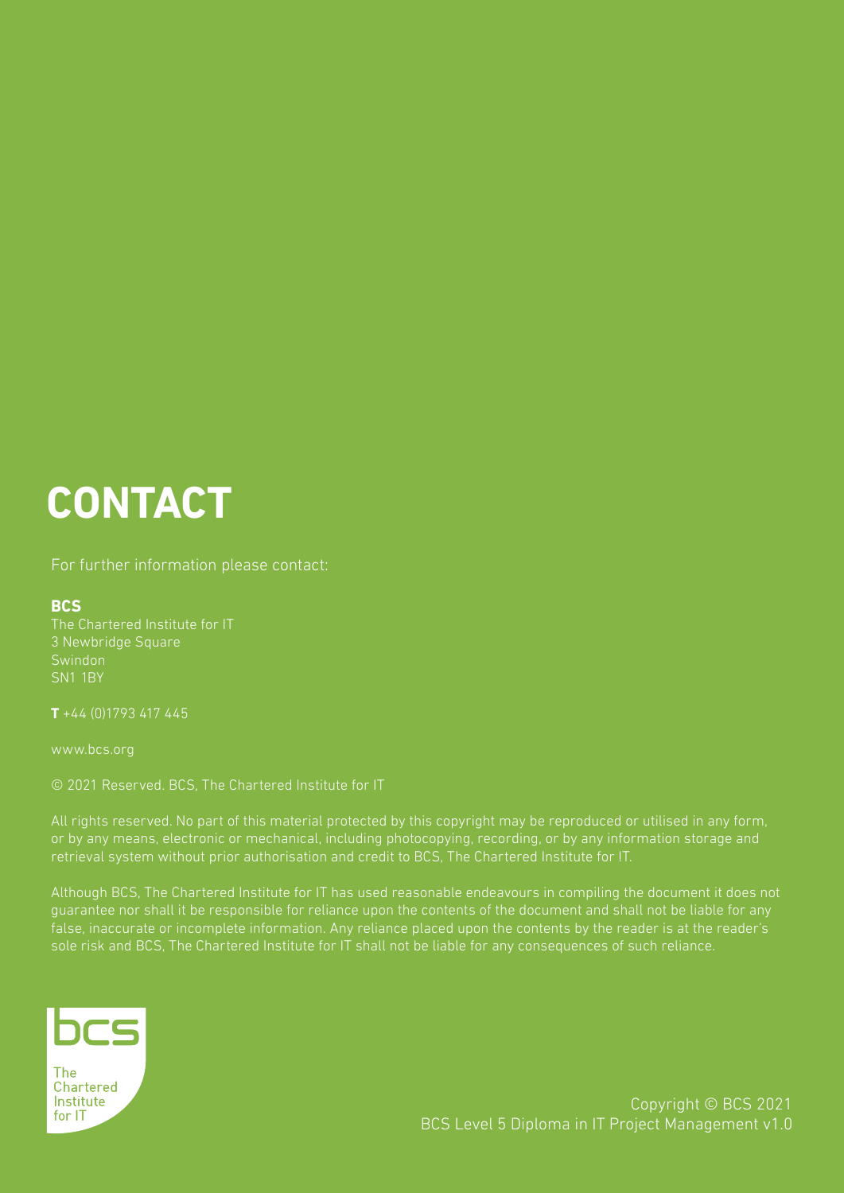# CONTACT

For further information please contact:

**BCS**
The Chartered Institute for IT
3 Newbridge Square
Swindon
SN1 1BY

**T** +44 (0)1793 417 445

www.bcs.org

© 2021 Reserved. BCS, The Chartered Institute for IT

All rights reserved. No part of this material protected by this copyright may be reproduced or utilised in any form, or by any means, electronic or mechanical, including photocopying, recording, or by any information storage and retrieval system without prior authorisation and credit to BCS, The Chartered Institute for IT.

Although BCS, The Chartered Institute for IT has used reasonable endeavours in compiling the document it does not guarantee nor shall it be responsible for reliance upon the contents of the document and shall not be liable for any false, inaccurate or incomplete information. Any reliance placed upon the contents by the reader is at the reader's sole risk and BCS, The Chartered Institute for IT shall not be liable for any consequences of such reliance.

bcs
The Chartered Institute for IT

Copyright © BCS 2021
BCS Level 5 Diploma in IT Project Management v1.0